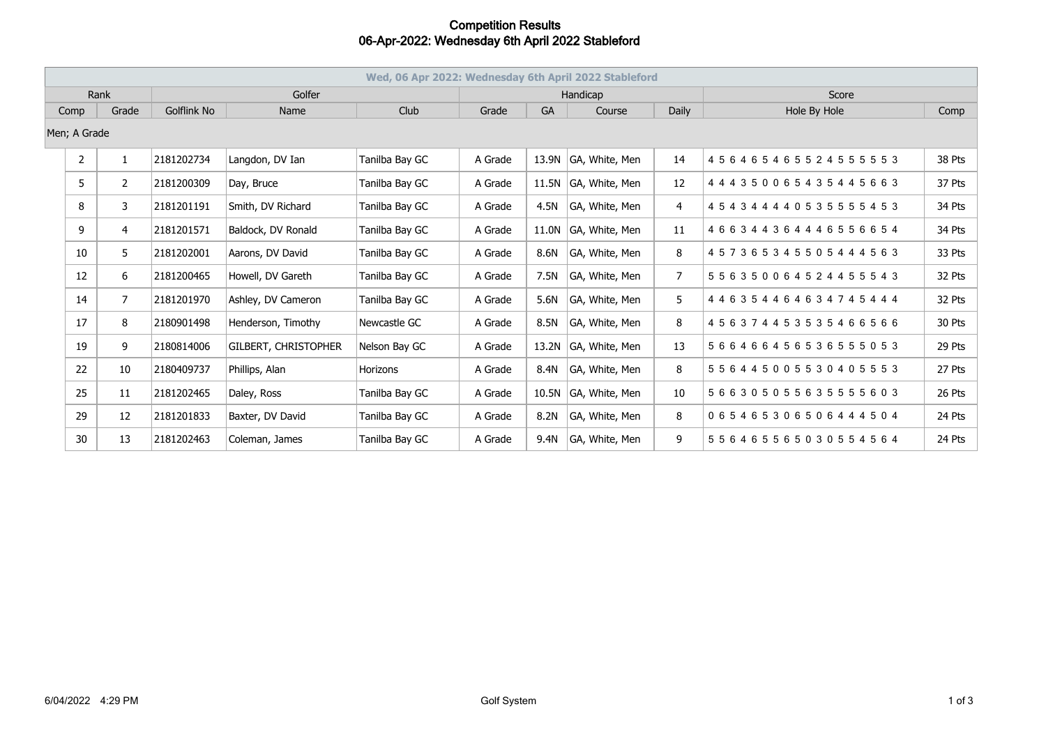# Competition Results
## 06-Apr-2022: Wednesday 6th April 2022 Stableford

| Wed, 06 Apr 2022: Wednesday 6th April 2022 Stableford | | | | | | | | | | |
|---|---|---|---|---|---|---|---|---|---|---|
| Rank | | Golfer | | | Handicap | | | | Score | |
| Comp | Grade | Golflink No | Name | Club | Grade | GA | Course | Daily | Hole By Hole | Comp |
| Men; A Grade | | | | | | | | | | |
| 2 | 1 | 2181202734 | Langdon, DV Ian | Tanilba Bay GC | A Grade | 13.9N | GA, White, Men | 14 | 4 5 6 4 6 5 4 6 5 5 2 4 5 5 5 5 5 3 | 38 Pts |
| 5 | 2 | 2181200309 | Day, Bruce | Tanilba Bay GC | A Grade | 11.5N | GA, White, Men | 12 | 4 4 4 3 5 0 0 6 5 4 3 5 4 4 5 6 6 3 | 37 Pts |
| 8 | 3 | 2181201191 | Smith, DV Richard | Tanilba Bay GC | A Grade | 4.5N | GA, White, Men | 4 | 4 5 4 3 4 4 4 4 0 5 3 5 5 5 5 4 5 3 | 34 Pts |
| 9 | 4 | 2181201571 | Baldock, DV Ronald | Tanilba Bay GC | A Grade | 11.0N | GA, White, Men | 11 | 4 6 6 3 4 4 3 6 4 4 4 6 5 5 6 6 5 4 | 34 Pts |
| 10 | 5 | 2181202001 | Aarons, DV David | Tanilba Bay GC | A Grade | 8.6N | GA, White, Men | 8 | 4 5 7 3 6 5 3 4 5 5 0 5 4 4 4 5 6 3 | 33 Pts |
| 12 | 6 | 2181200465 | Howell, DV Gareth | Tanilba Bay GC | A Grade | 7.5N | GA, White, Men | 7 | 5 5 6 3 5 0 0 6 4 5 2 4 4 5 5 5 4 3 | 32 Pts |
| 14 | 7 | 2181201970 | Ashley, DV Cameron | Tanilba Bay GC | A Grade | 5.6N | GA, White, Men | 5 | 4 4 6 3 5 4 4 6 4 6 3 4 7 4 5 4 4 4 | 32 Pts |
| 17 | 8 | 2180901498 | Henderson, Timothy | Newcastle GC | A Grade | 8.5N | GA, White, Men | 8 | 4 5 6 3 7 4 4 5 3 5 3 5 4 6 6 5 6 6 | 30 Pts |
| 19 | 9 | 2180814006 | GILBERT, CHRISTOPHER | Nelson Bay GC | A Grade | 13.2N | GA, White, Men | 13 | 5 6 6 4 6 6 4 5 6 5 3 6 5 5 5 0 5 3 | 29 Pts |
| 22 | 10 | 2180409737 | Phillips, Alan | Horizons | A Grade | 8.4N | GA, White, Men | 8 | 5 5 6 4 4 5 0 0 5 5 3 0 4 0 5 5 5 3 | 27 Pts |
| 25 | 11 | 2181202465 | Daley, Ross | Tanilba Bay GC | A Grade | 10.5N | GA, White, Men | 10 | 5 6 6 3 0 5 0 5 5 6 3 5 5 5 5 6 0 3 | 26 Pts |
| 29 | 12 | 2181201833 | Baxter, DV David | Tanilba Bay GC | A Grade | 8.2N | GA, White, Men | 8 | 0 6 5 4 6 5 3 0 6 5 0 6 4 4 4 5 0 4 | 24 Pts |
| 30 | 13 | 2181202463 | Coleman, James | Tanilba Bay GC | A Grade | 9.4N | GA, White, Men | 9 | 5 5 6 4 6 5 5 6 5 0 3 0 5 5 4 5 6 4 | 24 Pts |

6/04/2022 4:29 PM Golf System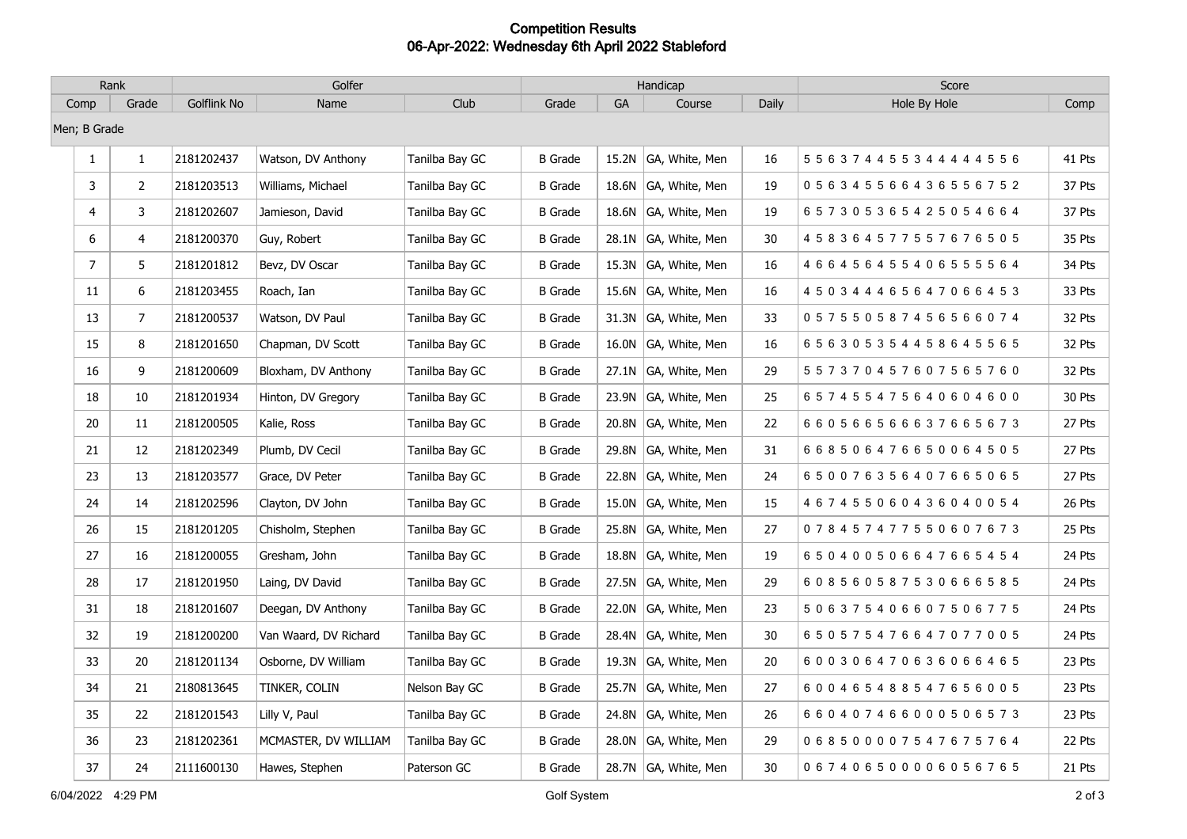# Competition Results
## 06-Apr-2022: Wednesday 6th April 2022 Stableford

| Rank | | Golfer | | | Handicap | | | | Score | |
|---|---|---|---|---|---|---|---|---|---|---|
| Comp | Grade | Golflink No | Name | Club | Grade | GA | Course | Daily | Hole By Hole | Comp |
| Men; B Grade | | | | | | | | | | |
| 1 | 1 | 2181202437 | Watson, DV Anthony | Tanilba Bay GC | B Grade | 15.2N | GA, White, Men | 16 | 5 5 6 3 7 4 4 5 5 3 4 4 4 4 4 5 5 6 | 41 Pts |
| 3 | 2 | 2181203513 | Williams, Michael | Tanilba Bay GC | B Grade | 18.6N | GA, White, Men | 19 | 0 5 6 3 4 5 5 6 6 4 3 6 5 5 6 7 5 2 | 37 Pts |
| 4 | 3 | 2181202607 | Jamieson, David | Tanilba Bay GC | B Grade | 18.6N | GA, White, Men | 19 | 6 5 7 3 0 5 3 6 5 4 2 5 0 5 4 6 6 4 | 37 Pts |
| 6 | 4 | 2181200370 | Guy, Robert | Tanilba Bay GC | B Grade | 28.1N | GA, White, Men | 30 | 4 5 8 3 6 4 5 7 7 5 5 7 6 7 6 5 0 5 | 35 Pts |
| 7 | 5 | 2181201812 | Bevz, DV Oscar | Tanilba Bay GC | B Grade | 15.3N | GA, White, Men | 16 | 4 6 6 4 5 6 4 5 5 4 0 6 5 5 5 5 6 4 | 34 Pts |
| 11 | 6 | 2181203455 | Roach, Ian | Tanilba Bay GC | B Grade | 15.6N | GA, White, Men | 16 | 4 5 0 3 4 4 4 6 5 6 4 7 0 6 6 4 5 3 | 33 Pts |
| 13 | 7 | 2181200537 | Watson, DV Paul | Tanilba Bay GC | B Grade | 31.3N | GA, White, Men | 33 | 0 5 7 5 5 0 5 8 7 4 5 6 5 6 6 0 7 4 | 32 Pts |
| 15 | 8 | 2181201650 | Chapman, DV Scott | Tanilba Bay GC | B Grade | 16.0N | GA, White, Men | 16 | 6 5 6 3 0 5 3 5 4 4 5 8 6 4 5 5 6 5 | 32 Pts |
| 16 | 9 | 2181200609 | Bloxham, DV Anthony | Tanilba Bay GC | B Grade | 27.1N | GA, White, Men | 29 | 5 5 7 3 7 0 4 5 7 6 0 7 5 6 5 7 6 0 | 32 Pts |
| 18 | 10 | 2181201934 | Hinton, DV Gregory | Tanilba Bay GC | B Grade | 23.9N | GA, White, Men | 25 | 6 5 7 4 5 5 4 7 5 6 4 0 6 0 4 6 0 0 | 30 Pts |
| 20 | 11 | 2181200505 | Kalie, Ross | Tanilba Bay GC | B Grade | 20.8N | GA, White, Men | 22 | 6 6 0 5 6 6 5 6 6 6 3 7 6 6 5 6 7 3 | 27 Pts |
| 21 | 12 | 2181202349 | Plumb, DV Cecil | Tanilba Bay GC | B Grade | 29.8N | GA, White, Men | 31 | 6 6 8 5 0 6 4 7 6 6 5 0 0 6 4 5 0 5 | 27 Pts |
| 23 | 13 | 2181203577 | Grace, DV Peter | Tanilba Bay GC | B Grade | 22.8N | GA, White, Men | 24 | 6 5 0 0 7 6 3 5 6 4 0 7 6 6 5 0 6 5 | 27 Pts |
| 24 | 14 | 2181202596 | Clayton, DV John | Tanilba Bay GC | B Grade | 15.0N | GA, White, Men | 15 | 4 6 7 4 5 5 0 6 0 4 3 6 0 4 0 0 5 4 | 26 Pts |
| 26 | 15 | 2181201205 | Chisholm, Stephen | Tanilba Bay GC | B Grade | 25.8N | GA, White, Men | 27 | 0 7 8 4 5 7 4 7 7 5 5 0 6 0 7 6 7 3 | 25 Pts |
| 27 | 16 | 2181200055 | Gresham, John | Tanilba Bay GC | B Grade | 18.8N | GA, White, Men | 19 | 6 5 0 4 0 0 5 0 6 6 4 7 6 6 5 4 5 4 | 24 Pts |
| 28 | 17 | 2181201950 | Laing, DV David | Tanilba Bay GC | B Grade | 27.5N | GA, White, Men | 29 | 6 0 8 5 6 0 5 8 7 5 3 0 6 6 6 5 8 5 | 24 Pts |
| 31 | 18 | 2181201607 | Deegan, DV Anthony | Tanilba Bay GC | B Grade | 22.0N | GA, White, Men | 23 | 5 0 6 3 7 5 4 0 6 6 0 7 5 0 6 7 7 5 | 24 Pts |
| 32 | 19 | 2181200200 | Van Waard, DV Richard | Tanilba Bay GC | B Grade | 28.4N | GA, White, Men | 30 | 6 5 0 5 7 5 4 7 6 6 4 7 0 7 7 0 0 5 | 24 Pts |
| 33 | 20 | 2181201134 | Osborne, DV William | Tanilba Bay GC | B Grade | 19.3N | GA, White, Men | 20 | 6 0 0 3 0 6 4 7 0 6 3 6 0 6 6 4 6 5 | 23 Pts |
| 34 | 21 | 2180813645 | TINKER, COLIN | Nelson Bay GC | B Grade | 25.7N | GA, White, Men | 27 | 6 0 0 4 6 5 4 8 8 5 4 7 6 5 6 0 0 5 | 23 Pts |
| 35 | 22 | 2181201543 | Lilly V, Paul | Tanilba Bay GC | B Grade | 24.8N | GA, White, Men | 26 | 6 6 0 4 0 7 4 6 6 0 0 0 5 0 6 5 7 3 | 23 Pts |
| 36 | 23 | 2181202361 | MCMASTER, DV WILLIAM | Tanilba Bay GC | B Grade | 28.0N | GA, White, Men | 29 | 0 6 8 5 0 0 0 0 7 5 4 7 6 7 5 7 6 4 | 22 Pts |
| 37 | 24 | 2111600130 | Hawes, Stephen | Paterson GC | B Grade | 28.7N | GA, White, Men | 30 | 0 6 7 4 0 6 5 0 0 0 0 6 0 5 6 7 6 5 | 21 Pts |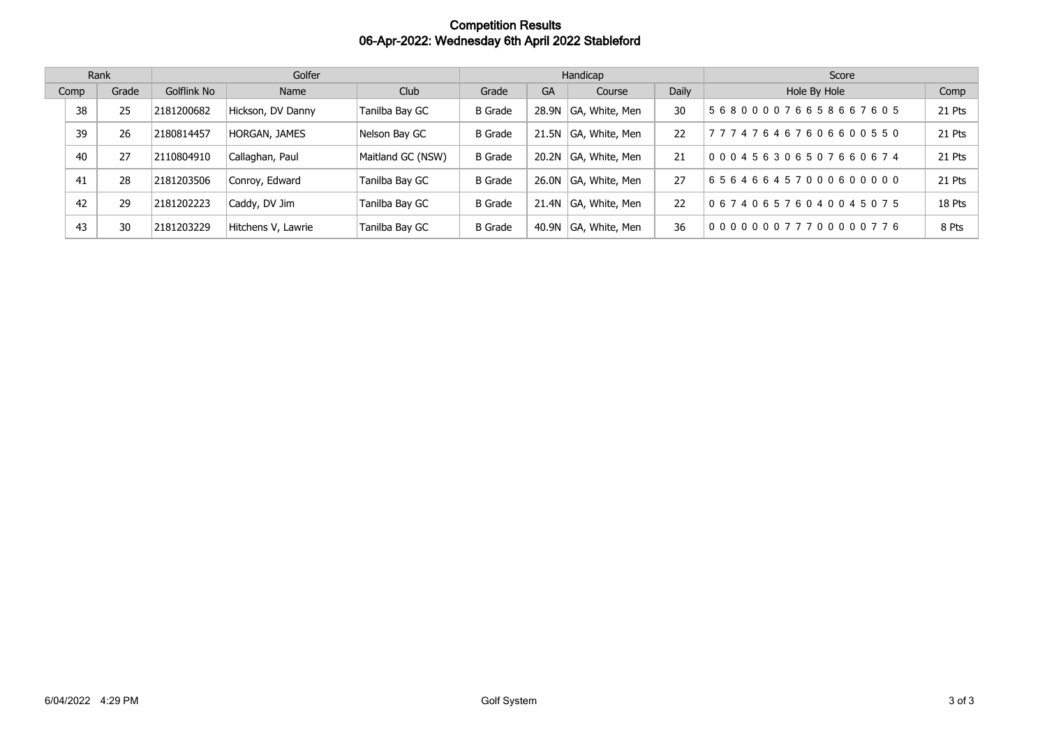# Competition Results
## 06-Apr-2022: Wednesday 6th April 2022 Stableford

| Rank | | Golfer | | | Handicap | | | | Score | |
|---|---|---|---|---|---|---|---|---|---|---|
| Comp | Grade | Golflink No | Name | Club | Grade | GA | Course | Daily | Hole By Hole | Comp |
| 38 | 25 | 2181200682 | Hickson, DV Danny | Tanilba Bay GC | B Grade | 28.9N | GA, White, Men | 30 | 5 6 8 0 0 0 0 7 6 6 5 8 6 6 7 6 0 5 | 21 Pts |
| 39 | 26 | 2180814457 | HORGAN, JAMES | Nelson Bay GC | B Grade | 21.5N | GA, White, Men | 22 | 7 7 7 4 7 6 4 6 7 6 0 6 6 0 0 5 5 0 | 21 Pts |
| 40 | 27 | 2110804910 | Callaghan, Paul | Maitland GC (NSW) | B Grade | 20.2N | GA, White, Men | 21 | 0 0 0 4 5 6 3 0 6 5 0 7 6 6 0 6 7 4 | 21 Pts |
| 41 | 28 | 2181203506 | Conroy, Edward | Tanilba Bay GC | B Grade | 26.0N | GA, White, Men | 27 | 6 5 6 4 6 6 4 5 7 0 0 0 6 0 0 0 0 0 | 21 Pts |
| 42 | 29 | 2181202223 | Caddy, DV Jim | Tanilba Bay GC | B Grade | 21.4N | GA, White, Men | 22 | 0 6 7 4 0 6 5 7 6 0 4 0 0 4 5 0 7 5 | 18 Pts |
| 43 | 30 | 2181203229 | Hitchens V, Lawrie | Tanilba Bay GC | B Grade | 40.9N | GA, White, Men | 36 | 0 0 0 0 0 0 0 7 7 7 0 0 0 0 0 7 7 6 | 8 Pts |

6/04/2022 4:29 PM

Golf System